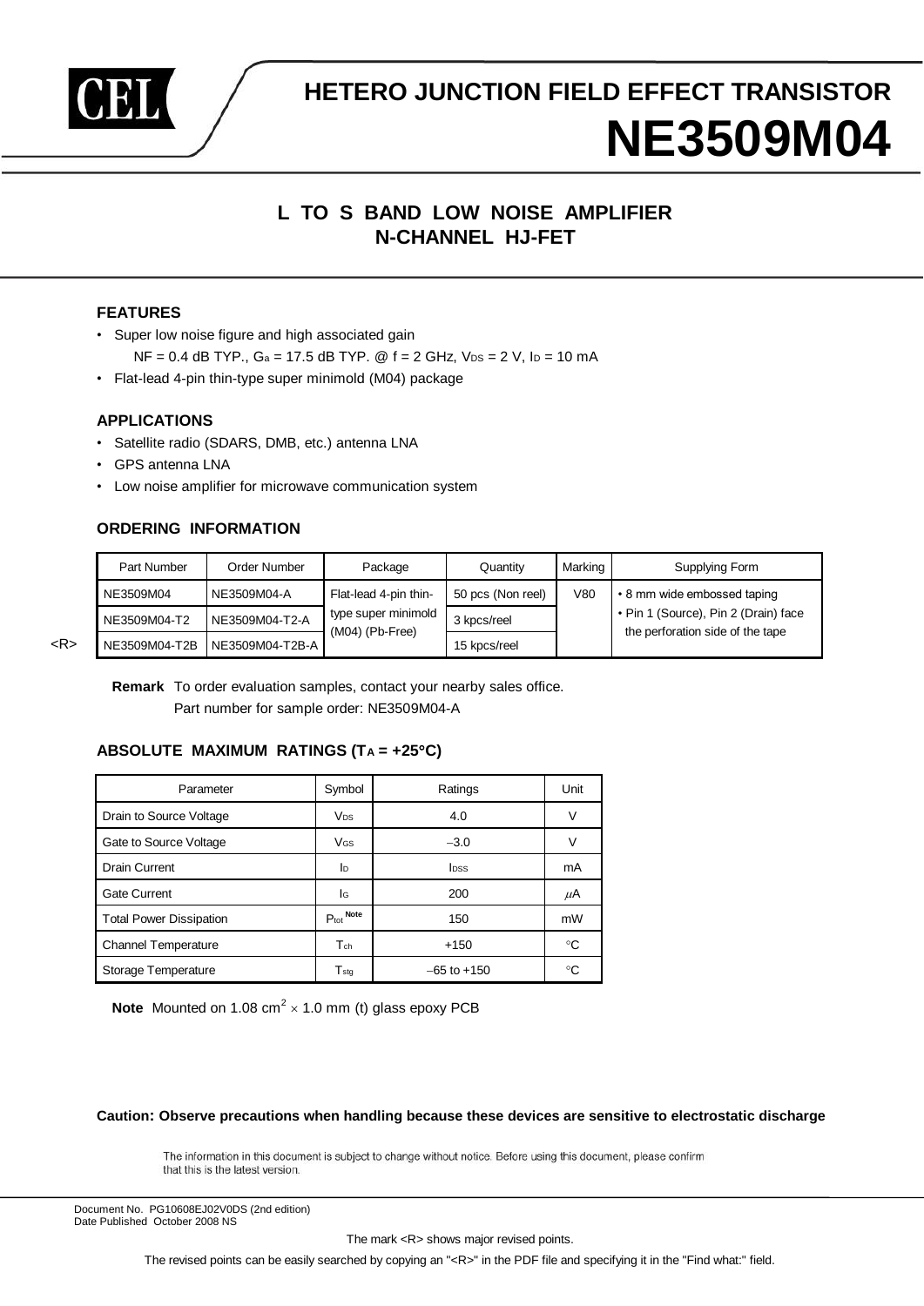# HETERO JUNCTION FIELD EFFECT TRANSISTOR

# NE3509M04

## L TO S BAND LOW NOISE AMPLIFIER
## N-CHANNEL HJ-FET

### FEATURES

- Super low noise figure and high associated gain
  NF = 0.4 dB TYP., $G_a$ = 17.5 dB TYP. @ f = 2 GHz, $V_{DS}$ = 2 V, $I_D$ = 10 mA
- Flat-lead 4-pin thin-type super minimold (M04) package

### APPLICATIONS

- Satellite radio (SDARS, DMB, etc.) antenna LNA
- GPS antenna LNA
- Low noise amplifier for microwave communication system

### ORDERING INFORMATION

| Part Number | Order Number | Package | Quantity | Marking | Supplying Form |
|---|---|---|---|---|---|
| NE3509M04 | NE3509M04-A | Flat-lead 4-pin thin-type super minimold (M04) (Pb-Free) | 50 pcs (Non reel) | V80 | • 8 mm wide embossed taping • Pin 1 (Source), Pin 2 (Drain) face the perforation side of the tape |
| NE3509M04-T2 | NE3509M04-T2-A | | 3 kpcs/reel | | |
| <R> NE3509M04-T2B | NE3509M04-T2B-A | | 15 kpcs/reel | | |

**Remark** To order evaluation samples, contact your nearby sales office.
Part number for sample order: NE3509M04-A

### ABSOLUTE MAXIMUM RATINGS ($T_A$ = +25°C)

| Parameter | Symbol | Ratings | Unit |
|---|---|---|---|
| Drain to Source Voltage | $V_{DS}$ | 4.0 | V |
| Gate to Source Voltage | $V_{GS}$ | −3.0 | V |
| Drain Current | $I_D$ | $I_{DSS}$ | mA |
| Gate Current | $I_G$ | 200 | μA |
| Total Power Dissipation | $P_{tot}$ **Note** | 150 | mW |
| Channel Temperature | $T_{ch}$ | +150 | °C |
| Storage Temperature | $T_{stg}$ | −65 to +150 | °C |

**Note** Mounted on 1.08 $cm^2$ × 1.0 mm (t) glass epoxy PCB

**Caution: Observe precautions when handling because these devices are sensitive to electrostatic discharge**

The information in this document is subject to change without notice. Before using this document, please confirm that this is the latest version.

Document No. PG10608EJ02V0DS (2nd edition)
Date Published October 2008 NS

The mark <R> shows major revised points.

The revised points can be easily searched by copying an "<R>" in the PDF file and specifying it in the "Find what:" field.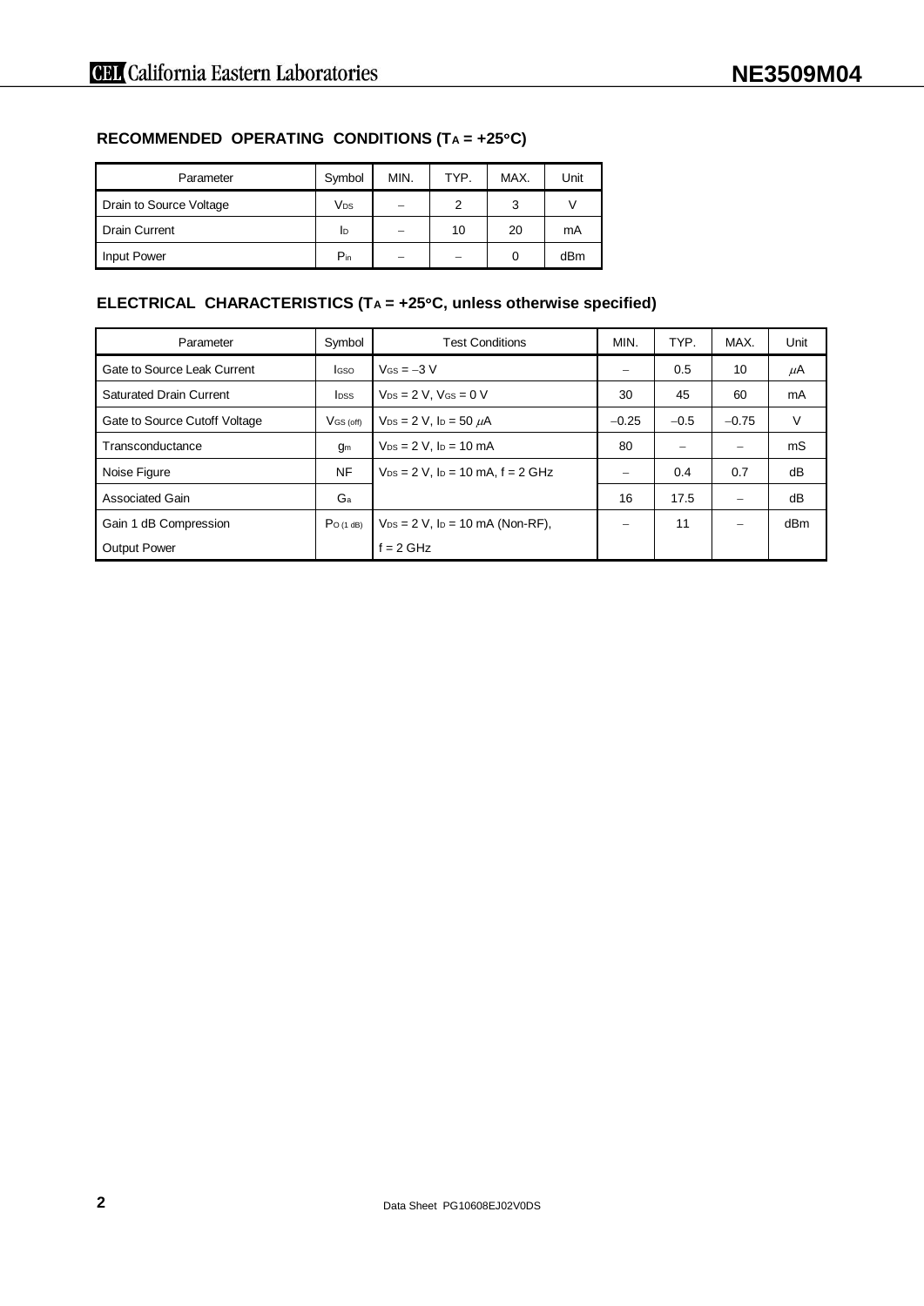## RECOMMENDED OPERATING CONDITIONS ($T_A$ = +25°C)

| Parameter | Symbol | MIN. | TYP. | MAX. | Unit |
|---|---|---|---|---|---|
| Drain to Source Voltage | $V_{DS}$ | – | 2 | 3 | V |
| Drain Current | $I_D$ | – | 10 | 20 | mA |
| Input Power | $P_{in}$ | – | – | 0 | dBm |

## ELECTRICAL CHARACTERISTICS ($T_A$ = +25°C, unless otherwise specified)

| Parameter | Symbol | Test Conditions | MIN. | TYP. | MAX. | Unit |
|---|---|---|---|---|---|---|
| Gate to Source Leak Current | $I_{GSO}$ | $V_{GS} = -3$ V | – | 0.5 | 10 | μA |
| Saturated Drain Current | $I_{DSS}$ | $V_{DS} = 2$ V, $V_{GS} = 0$ V | 30 | 45 | 60 | mA |
| Gate to Source Cutoff Voltage | $V_{GS\ (off)}$ | $V_{DS} = 2$ V, $I_D = 50$ μA | −0.25 | −0.5 | −0.75 | V |
| Transconductance | $g_m$ | $V_{DS} = 2$ V, $I_D = 10$ mA | 80 | – | – | mS |
| Noise Figure | NF | $V_{DS} = 2$ V, $I_D = 10$ mA, f = 2 GHz | – | 0.4 | 0.7 | dB |
| Associated Gain | $G_a$ | | 16 | 17.5 | – | dB |
| Gain 1 dB Compression Output Power | $P_{O\ (1\ dB)}$ | $V_{DS} = 2$ V, $I_D = 10$ mA (Non-RF), f = 2 GHz | – | 11 | – | dBm |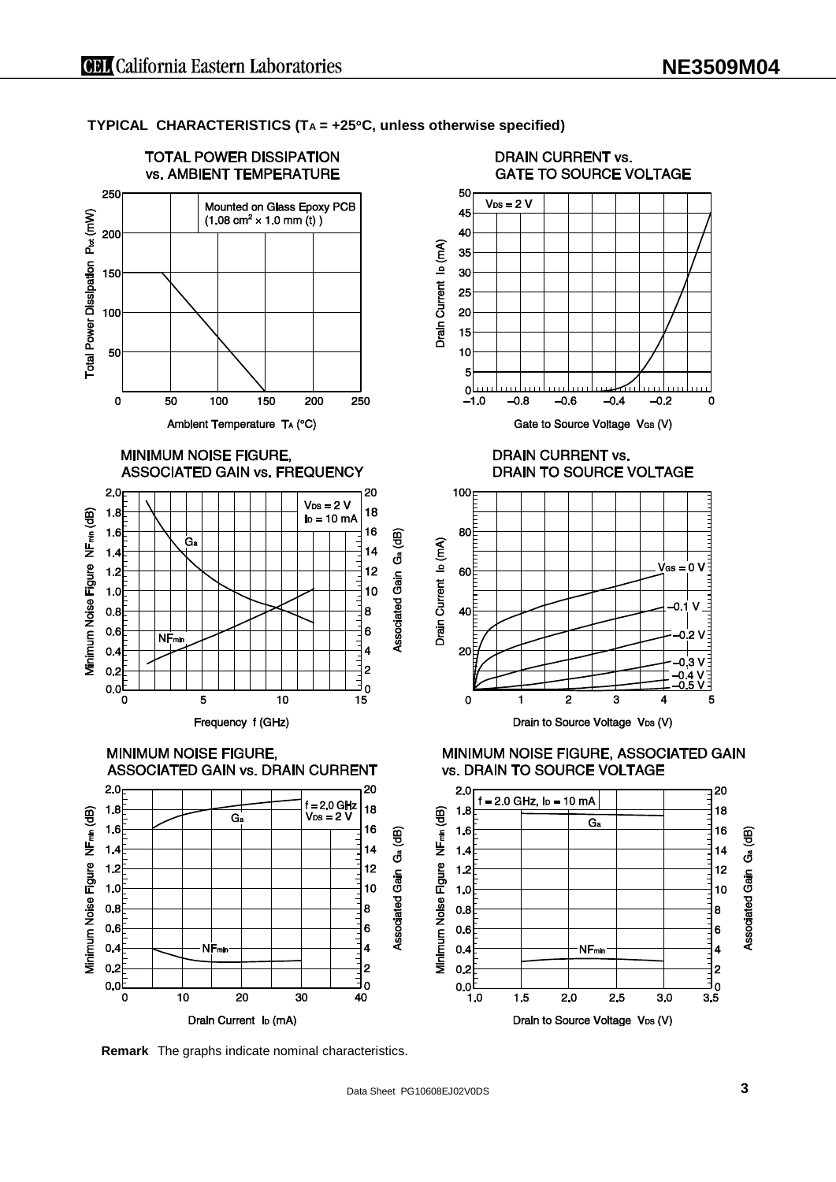**TYPICAL CHARACTERISTICS ($T_A$ = +25°C, unless otherwise specified)**

TOTAL POWER DISSIPATION vs. AMBIENT TEMPERATURE

Mounted on Glass Epoxy PCB ($1.08\ cm^2 \times 1.0$ mm (t) )

Total Power Dissipation $P_{tot}$ (mW)

Ambient Temperature $T_A$ (°C)

DRAIN CURRENT vs. GATE TO SOURCE VOLTAGE

$V_{DS}$ = 2 V

Drain Current $I_D$ (mA)

Gate to Source Voltage $V_{GS}$ (V)

MINIMUM NOISE FIGURE, ASSOCIATED GAIN vs. FREQUENCY

$V_{DS}$ = 2 V
$I_D$ = 10 mA

$G_a$

$NF_{min}$

Minimum Noise Figure $NF_{min}$ (dB)

Associated Gain $G_a$ (dB)

Frequency f (GHz)

DRAIN CURRENT vs. DRAIN TO SOURCE VOLTAGE

$V_{GS}$ = 0 V, –0.1 V, –0.2 V, –0.3 V, –0.4 V, –0.5 V

Drain Current $I_D$ (mA)

Drain to Source Voltage $V_{DS}$ (V)

MINIMUM NOISE FIGURE, ASSOCIATED GAIN vs. DRAIN CURRENT

f = 2.0 GHz
$V_{DS}$ = 2 V

$G_a$

$NF_{min}$

Minimum Noise Figure $NF_{min}$ (dB)

Associated Gain $G_a$ (dB)

Drain Current $I_D$ (mA)

MINIMUM NOISE FIGURE, ASSOCIATED GAIN vs. DRAIN TO SOURCE VOLTAGE

f = 2.0 GHz, $I_D$ = 10 mA

$G_a$

$NF_{min}$

Minimum Noise Figure $NF_{min}$ (dB)

Associated Gain $G_a$ (dB)

Drain to Source Voltage $V_{DS}$ (V)

**Remark** The graphs indicate nominal characteristics.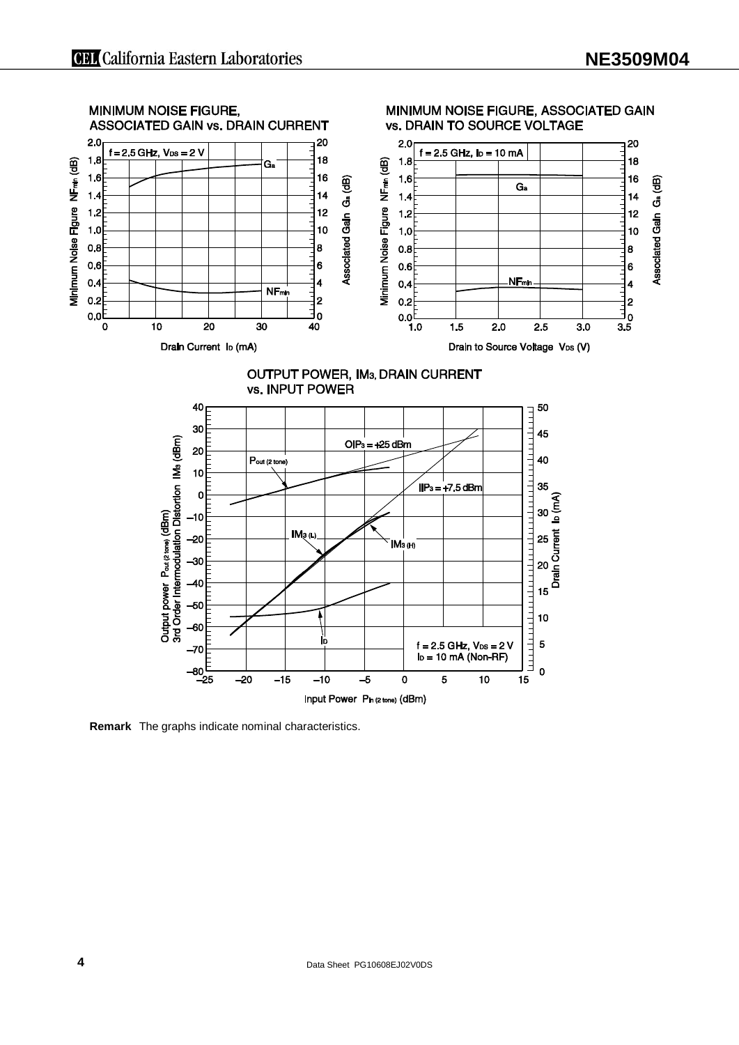MINIMUM NOISE FIGURE, ASSOCIATED GAIN vs. DRAIN CURRENT

$f = 2.5$ GHz, $V_{DS} = 2$ V

Minimum Noise Figure $NF_{min}$ (dB)

Associated Gain $G_a$ (dB)

Drain Current $I_D$ (mA)

MINIMUM NOISE FIGURE, ASSOCIATED GAIN vs. DRAIN TO SOURCE VOLTAGE

$f = 2.5$ GHz, $I_D = 10$ mA

Drain to Source Voltage $V_{DS}$ (V)

OUTPUT POWER, $IM_3$, DRAIN CURRENT vs. INPUT POWER

$OIP_3 = +25$ dBm

$IIP_3 = +7.5$ dBm

$f = 2.5$ GHz, $V_{DS} = 2$ V
$I_D = 10$ mA (Non-RF)

Output power $P_{out (2 tone)}$ (dBm)
3rd Order Intermodulation Distortion $IM_3$ (dBm)

Drain Current $I_D$ (mA)

Input Power $P_{in (2 tone)}$ (dBm)

**Remark** The graphs indicate nominal characteristics.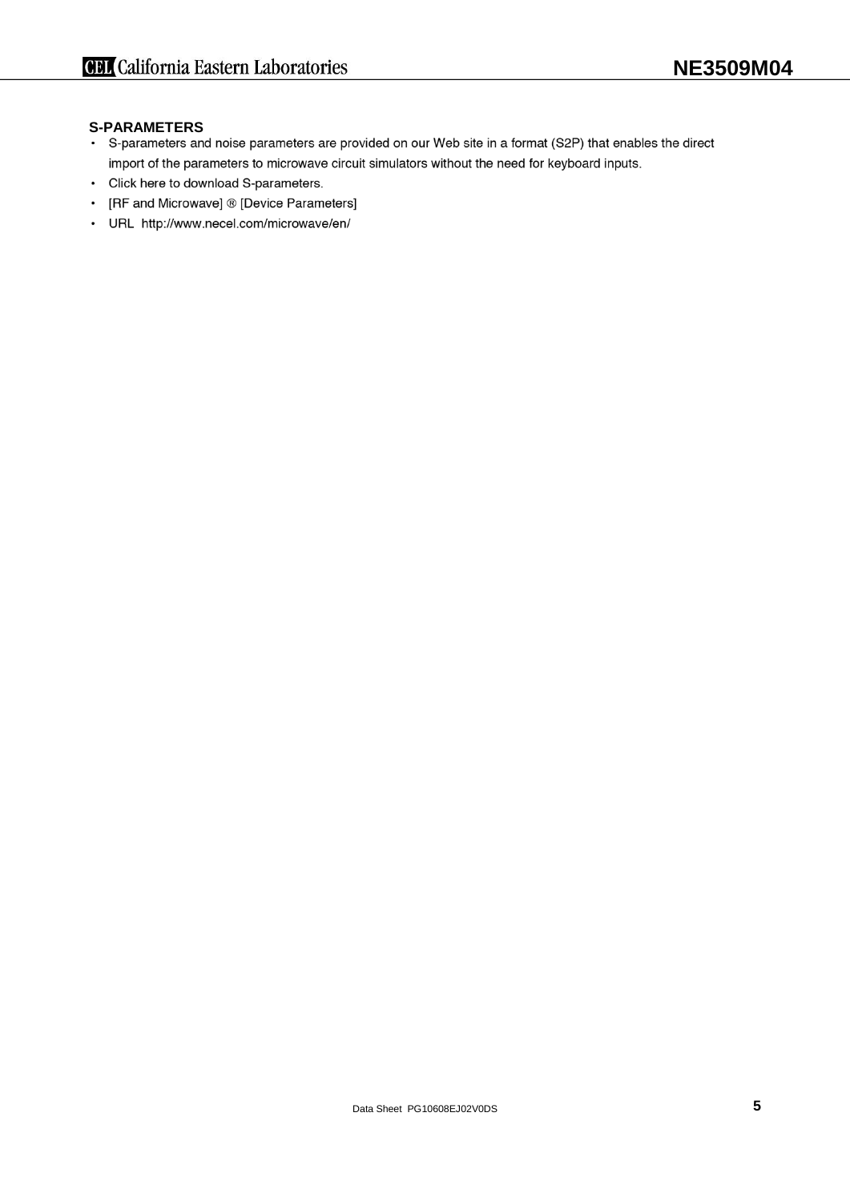## S-PARAMETERS

- S-parameters and noise parameters are provided on our Web site in a format (S2P) that enables the direct import of the parameters to microwave circuit simulators without the need for keyboard inputs.
- Click here to download S-parameters.
- [RF and Microwave] ® [Device Parameters]
- URL http://www.necel.com/microwave/en/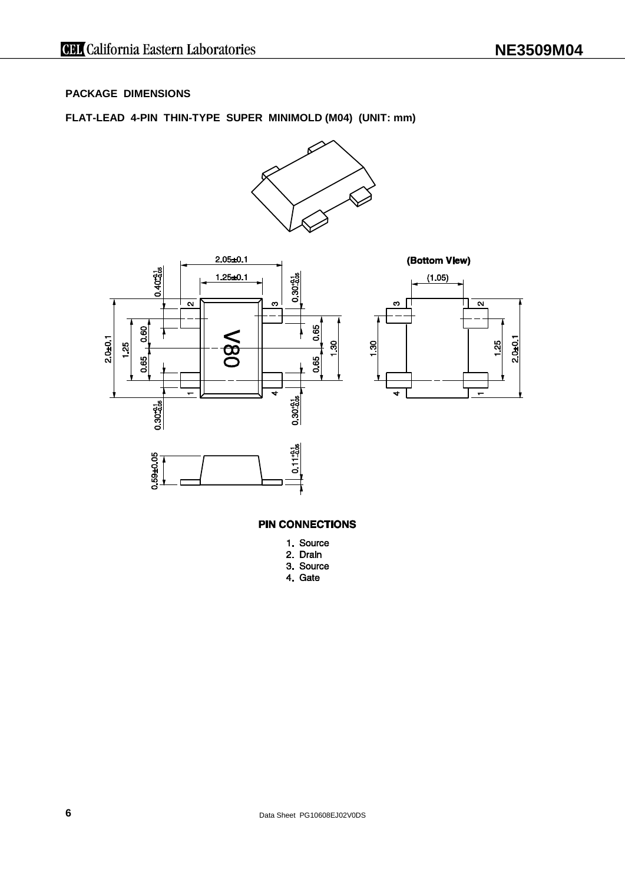## PACKAGE DIMENSIONS

### FLAT-LEAD 4-PIN THIN-TYPE SUPER MINIMOLD (M04) (UNIT: mm)

(Bottom View)

**PIN CONNECTIONS**

1. Source
2. Drain
3. Source
4. Gate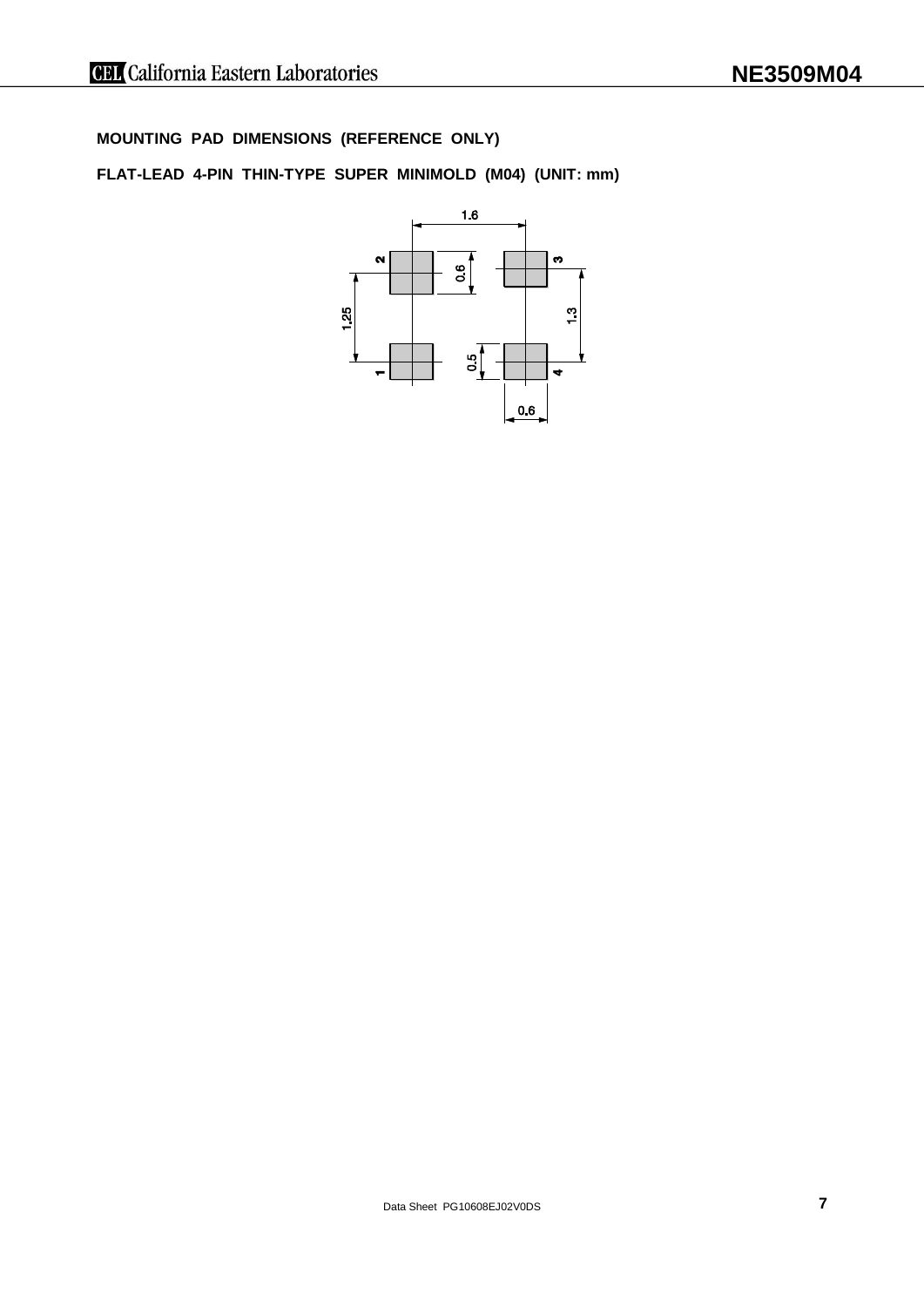## MOUNTING PAD DIMENSIONS (REFERENCE ONLY)

## FLAT-LEAD 4-PIN THIN-TYPE SUPER MINIMOLD (M04) (UNIT: mm)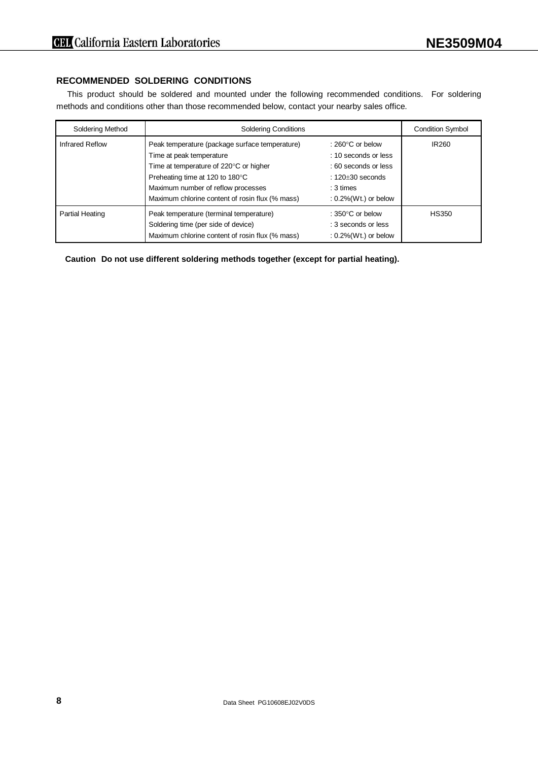## RECOMMENDED SOLDERING CONDITIONS

This product should be soldered and mounted under the following recommended conditions. For soldering methods and conditions other than those recommended below, contact your nearby sales office.

| Soldering Method | Soldering Conditions | | Condition Symbol |
|---|---|---|---|
| Infrared Reflow | Peak temperature (package surface temperature)<br>Time at peak temperature<br>Time at temperature of 220°C or higher<br>Preheating time at 120 to 180°C<br>Maximum number of reflow processes<br>Maximum chlorine content of rosin flux (% mass) | : 260°C or below<br>: 10 seconds or less<br>: 60 seconds or less<br>: 120±30 seconds<br>: 3 times<br>: 0.2%(Wt.) or below | IR260 |
| Partial Heating | Peak temperature (terminal temperature)<br>Soldering time (per side of device)<br>Maximum chlorine content of rosin flux (% mass) | : 350°C or below<br>: 3 seconds or less<br>: 0.2%(Wt.) or below | HS350 |

**Caution Do not use different soldering methods together (except for partial heating).**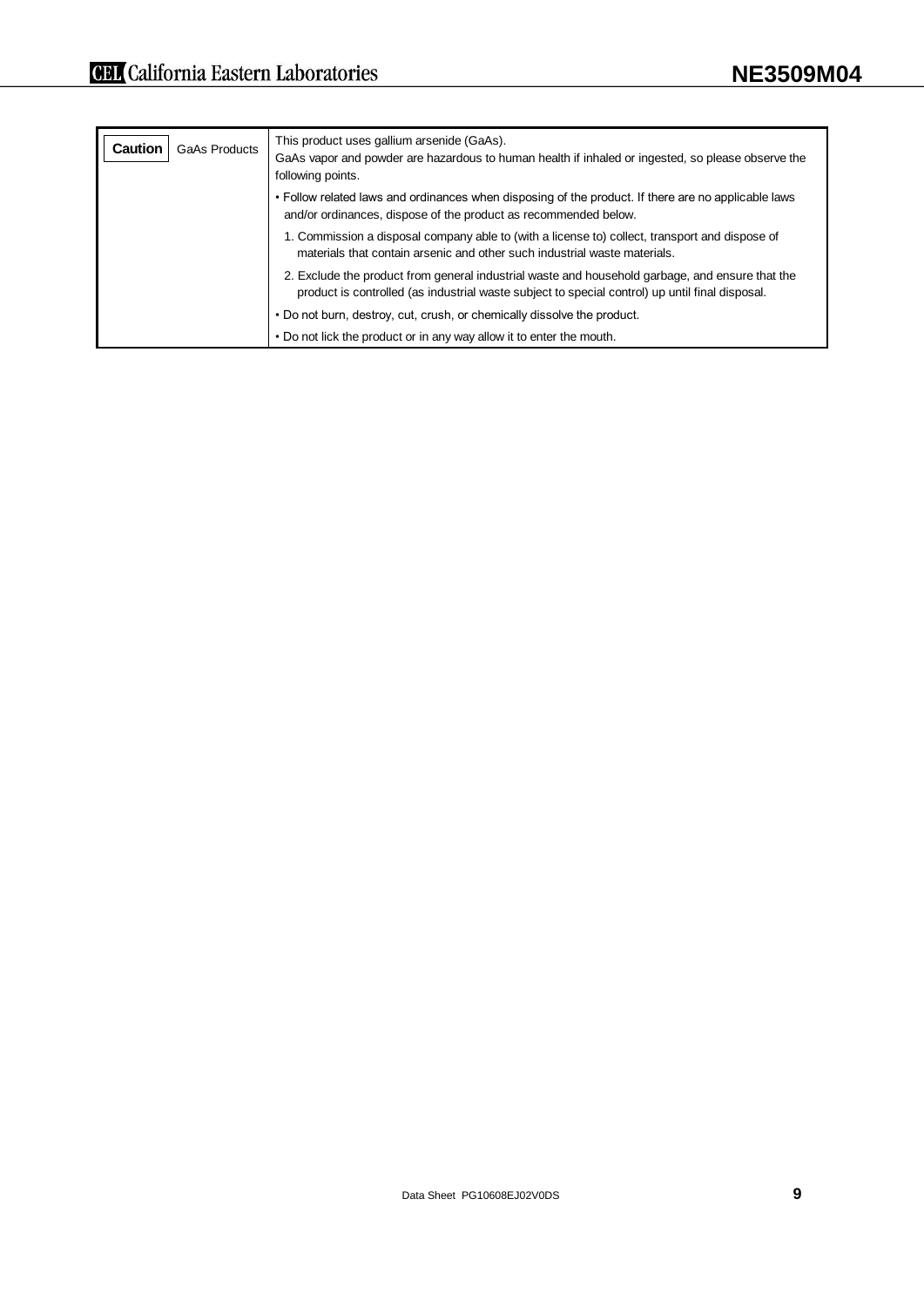| **Caution** GaAs Products | This product uses gallium arsenide (GaAs).<br>GaAs vapor and powder are hazardous to human health if inhaled or ingested, so please observe the following points.<br>• Follow related laws and ordinances when disposing of the product. If there are no applicable laws and/or ordinances, dispose of the product as recommended below.<br>1. Commission a disposal company able to (with a license to) collect, transport and dispose of materials that contain arsenic and other such industrial waste materials.<br>2. Exclude the product from general industrial waste and household garbage, and ensure that the product is controlled (as industrial waste subject to special control) up until final disposal.<br>• Do not burn, destroy, cut, crush, or chemically dissolve the product.<br>• Do not lick the product or in any way allow it to enter the mouth. |
|---|---|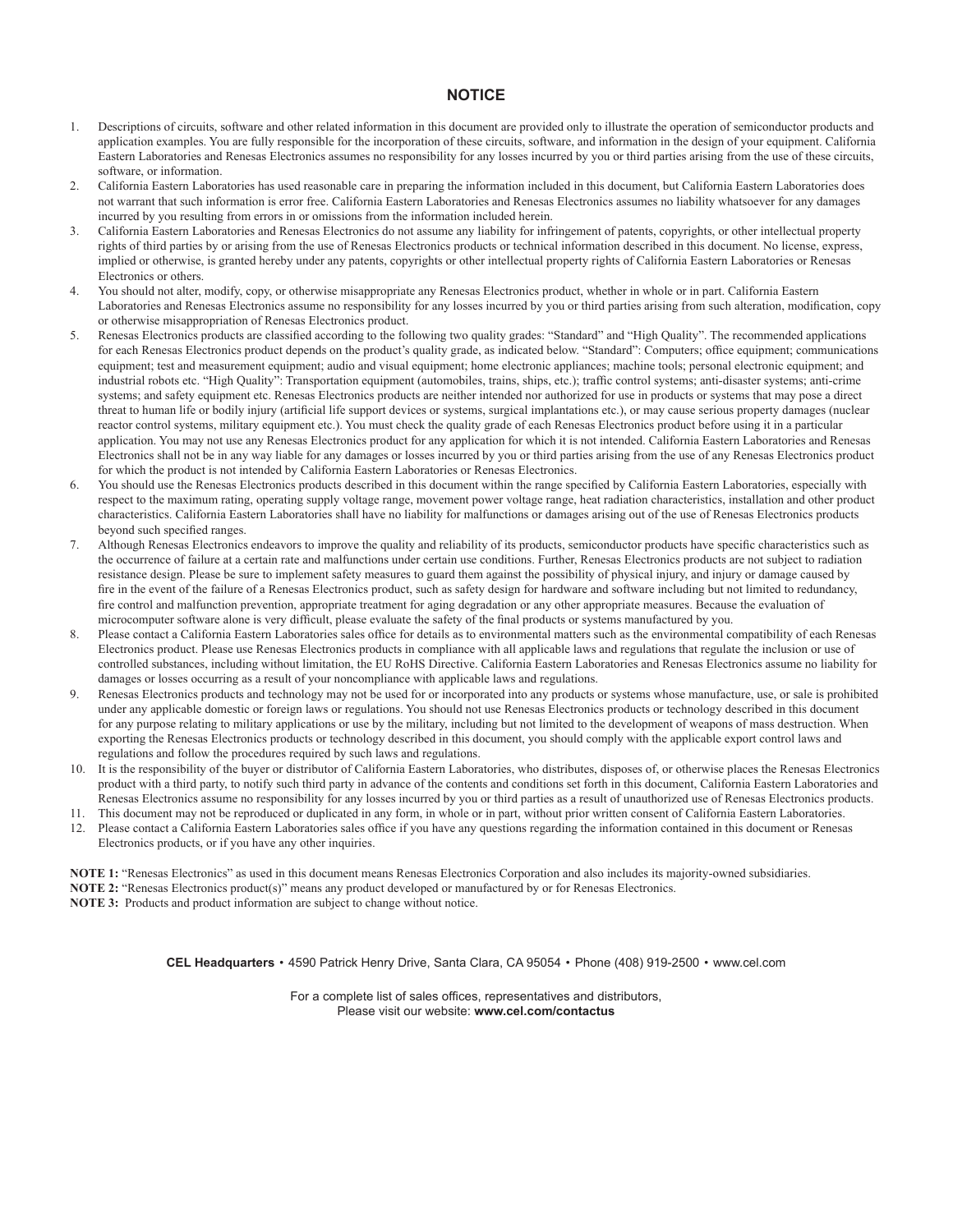# NOTICE

1. Descriptions of circuits, software and other related information in this document are provided only to illustrate the operation of semiconductor products and application examples. You are fully responsible for the incorporation of these circuits, software, and information in the design of your equipment. California Eastern Laboratories and Renesas Electronics assumes no responsibility for any losses incurred by you or third parties arising from the use of these circuits, software, or information.
2. California Eastern Laboratories has used reasonable care in preparing the information included in this document, but California Eastern Laboratories does not warrant that such information is error free. California Eastern Laboratories and Renesas Electronics assumes no liability whatsoever for any damages incurred by you resulting from errors in or omissions from the information included herein.
3. California Eastern Laboratories and Renesas Electronics do not assume any liability for infringement of patents, copyrights, or other intellectual property rights of third parties by or arising from the use of Renesas Electronics products or technical information described in this document. No license, express, implied or otherwise, is granted hereby under any patents, copyrights or other intellectual property rights of California Eastern Laboratories or Renesas Electronics or others.
4. You should not alter, modify, copy, or otherwise misappropriate any Renesas Electronics product, whether in whole or in part. California Eastern Laboratories and Renesas Electronics assume no responsibility for any losses incurred by you or third parties arising from such alteration, modification, copy or otherwise misappropriation of Renesas Electronics product.
5. Renesas Electronics products are classified according to the following two quality grades: "Standard" and "High Quality". The recommended applications for each Renesas Electronics product depends on the product's quality grade, as indicated below. "Standard": Computers; office equipment; communications equipment; test and measurement equipment; audio and visual equipment; home electronic appliances; machine tools; personal electronic equipment; and industrial robots etc. "High Quality": Transportation equipment (automobiles, trains, ships, etc.); traffic control systems; anti-disaster systems; anti-crime systems; and safety equipment etc. Renesas Electronics products are neither intended nor authorized for use in products or systems that may pose a direct threat to human life or bodily injury (artificial life support devices or systems, surgical implantations etc.), or may cause serious property damages (nuclear reactor control systems, military equipment etc.). You must check the quality grade of each Renesas Electronics product before using it in a particular application. You may not use any Renesas Electronics product for any application for which it is not intended. California Eastern Laboratories and Renesas Electronics shall not be in any way liable for any damages or losses incurred by you or third parties arising from the use of any Renesas Electronics product for which the product is not intended by California Eastern Laboratories or Renesas Electronics.
6. You should use the Renesas Electronics products described in this document within the range specified by California Eastern Laboratories, especially with respect to the maximum rating, operating supply voltage range, movement power voltage range, heat radiation characteristics, installation and other product characteristics. California Eastern Laboratories shall have no liability for malfunctions or damages arising out of the use of Renesas Electronics products beyond such specified ranges.
7. Although Renesas Electronics endeavors to improve the quality and reliability of its products, semiconductor products have specific characteristics such as the occurrence of failure at a certain rate and malfunctions under certain use conditions. Further, Renesas Electronics products are not subject to radiation resistance design. Please be sure to implement safety measures to guard them against the possibility of physical injury, and injury or damage caused by fire in the event of the failure of a Renesas Electronics product, such as safety design for hardware and software including but not limited to redundancy, fire control and malfunction prevention, appropriate treatment for aging degradation or any other appropriate measures. Because the evaluation of microcomputer software alone is very difficult, please evaluate the safety of the final products or systems manufactured by you.
8. Please contact a California Eastern Laboratories sales office for details as to environmental matters such as the environmental compatibility of each Renesas Electronics product. Please use Renesas Electronics products in compliance with all applicable laws and regulations that regulate the inclusion or use of controlled substances, including without limitation, the EU RoHS Directive. California Eastern Laboratories and Renesas Electronics assume no liability for damages or losses occurring as a result of your noncompliance with applicable laws and regulations.
9. Renesas Electronics products and technology may not be used for or incorporated into any products or systems whose manufacture, use, or sale is prohibited under any applicable domestic or foreign laws or regulations. You should not use Renesas Electronics products or technology described in this document for any purpose relating to military applications or use by the military, including but not limited to the development of weapons of mass destruction. When exporting the Renesas Electronics products or technology described in this document, you should comply with the applicable export control laws and regulations and follow the procedures required by such laws and regulations.
10. It is the responsibility of the buyer or distributor of California Eastern Laboratories, who distributes, disposes of, or otherwise places the Renesas Electronics product with a third party, to notify such third party in advance of the contents and conditions set forth in this document, California Eastern Laboratories and Renesas Electronics assume no responsibility for any losses incurred by you or third parties as a result of unauthorized use of Renesas Electronics products.
11. This document may not be reproduced or duplicated in any form, in whole or in part, without prior written consent of California Eastern Laboratories.
12. Please contact a California Eastern Laboratories sales office if you have any questions regarding the information contained in this document or Renesas Electronics products, or if you have any other inquiries.

**NOTE 1:** "Renesas Electronics" as used in this document means Renesas Electronics Corporation and also includes its majority-owned subsidiaries.

**NOTE 2:** "Renesas Electronics product(s)" means any product developed or manufactured by or for Renesas Electronics.

**NOTE 3:** Products and product information are subject to change without notice.

**CEL Headquarters** • 4590 Patrick Henry Drive, Santa Clara, CA 95054 • Phone (408) 919-2500 • www.cel.com

For a complete list of sales offices, representatives and distributors,
Please visit our website: **www.cel.com/contactus**